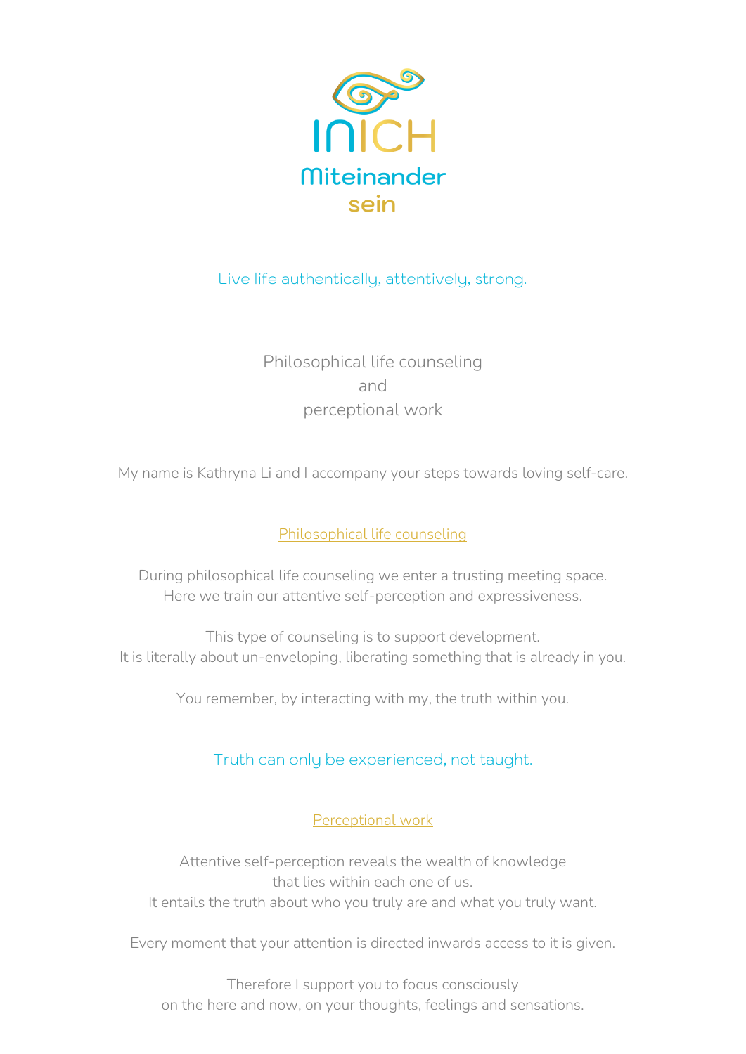# INICH

**Miteinander sein**

Live life authentically, attentively, strong.

## Philosophical life counseling
## and
## perceptional work

My name is Kathryna Li and I accompany your steps towards loving self-care.

### Philosophical life counseling

During philosophical life counseling we enter a trusting meeting space.
Here we train our attentive self-perception and expressiveness.

This type of counseling is to support development.
It is literally about un-enveloping, liberating something that is already in you.

You remember, by interacting with my, the truth within you.

Truth can only be experienced, not taught.

### Perceptional work

Attentive self-perception reveals the wealth of knowledge
that lies within each one of us.
It entails the truth about who you truly are and what you truly want.

Every moment that your attention is directed inwards access to it is given.

Therefore I support you to focus consciously
on the here and now, on your thoughts, feelings and sensations.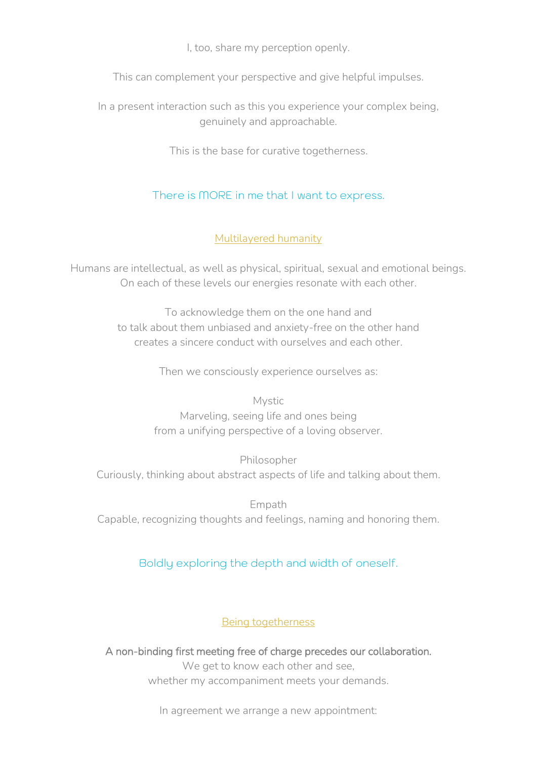I, too, share my perception openly.

This can complement your perspective and give helpful impulses.

In a present interaction such as this you experience your complex being, genuinely and approachable.

This is the base for curative togetherness.

### There is MORE in me that I want to express.

## Multilayered humanity

Humans are intellectual, as well as physical, spiritual, sexual and emotional beings.
On each of these levels our energies resonate with each other.

To acknowledge them on the one hand and
to talk about them unbiased and anxiety-free on the other hand
creates a sincere conduct with ourselves and each other.

Then we consciously experience ourselves as:

Mystic
Marveling, seeing life and ones being
from a unifying perspective of a loving observer.

Philosopher
Curiously, thinking about abstract aspects of life and talking about them.

Empath
Capable, recognizing thoughts and feelings, naming and honoring them.

### Boldly exploring the depth and width of oneself.

## Being togetherness

**A non-binding first meeting free of charge precedes our collaboration.**
We get to know each other and see,
whether my accompaniment meets your demands.

In agreement we arrange a new appointment: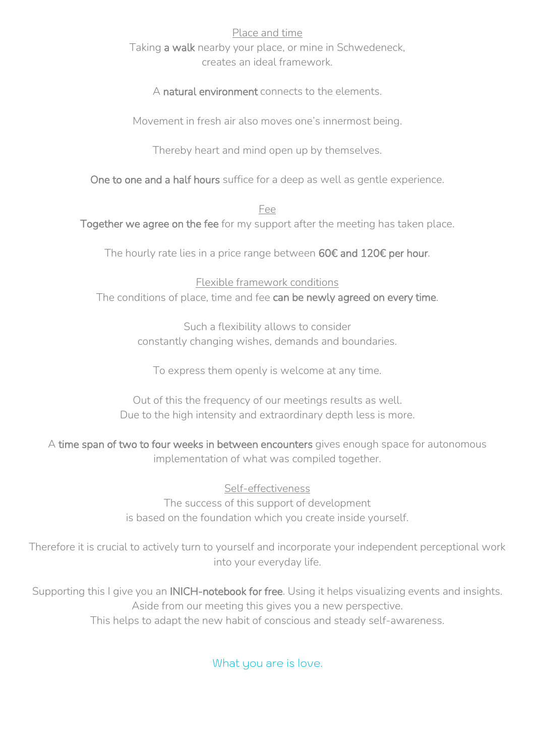## Place and time

Taking **a walk** nearby your place, or mine in Schwedeneck, creates an ideal framework.

A **natural environment** connects to the elements.

Movement in fresh air also moves one's innermost being.

Thereby heart and mind open up by themselves.

**One to one and a half hours** suffice for a deep as well as gentle experience.

## Fee

**Together we agree on the fee** for my support after the meeting has taken place.

The hourly rate lies in a price range between **60€ and 120€ per hour**.

## Flexible framework conditions

The conditions of place, time and fee **can be newly agreed on every time**.

Such a flexibility allows to consider constantly changing wishes, demands and boundaries.

To express them openly is welcome at any time.

Out of this the frequency of our meetings results as well.
Due to the high intensity and extraordinary depth less is more.

A **time span of two to four weeks in between encounters** gives enough space for autonomous implementation of what was compiled together.

## Self-effectiveness

The success of this support of development is based on the foundation which you create inside yourself.

Therefore it is crucial to actively turn to yourself and incorporate your independent perceptional work into your everyday life.

Supporting this I give you an **INICH-notebook for free**. Using it helps visualizing events and insights.
Aside from our meeting this gives you a new perspective.
This helps to adapt the new habit of conscious and steady self-awareness.

What you are is love.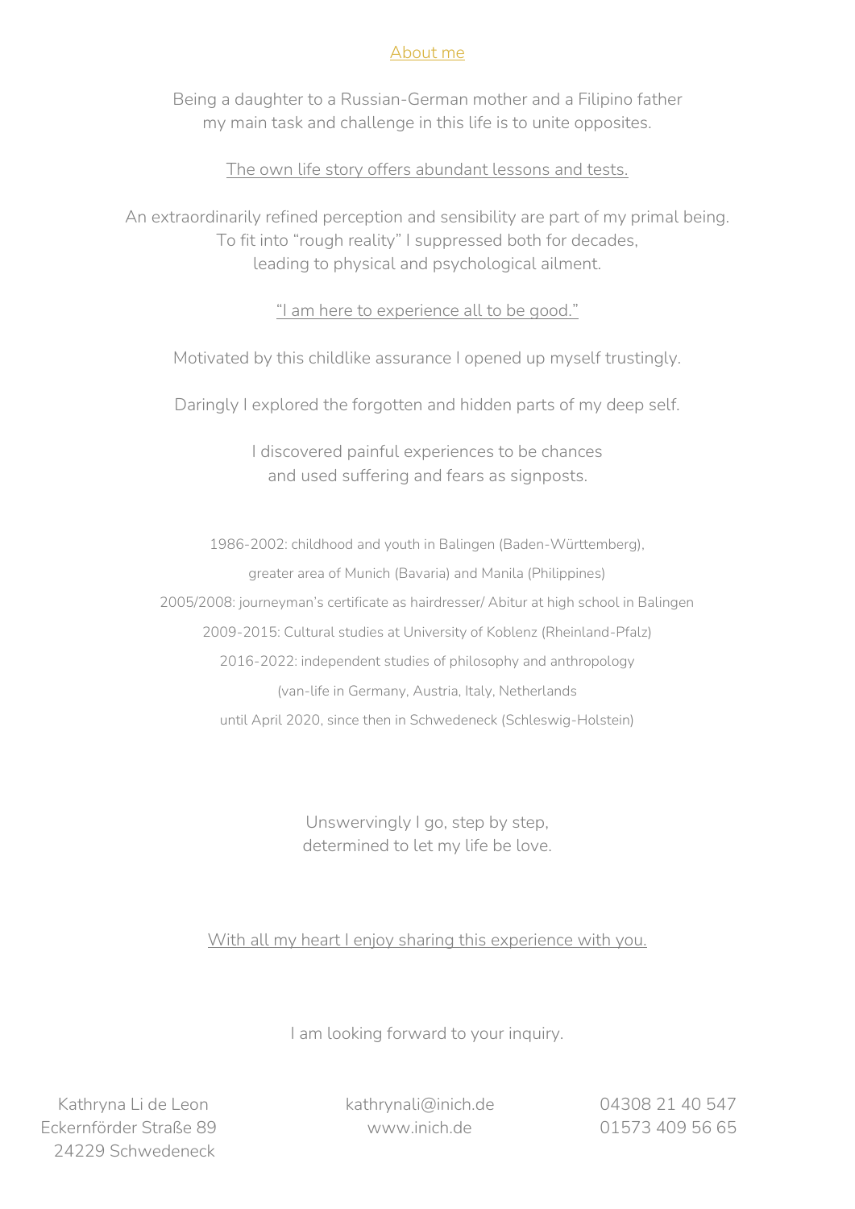## About me

Being a daughter to a Russian-German mother and a Filipino father
my main task and challenge in this life is to unite opposites.

The own life story offers abundant lessons and tests.

An extraordinarily refined perception and sensibility are part of my primal being.
To fit into "rough reality" I suppressed both for decades,
leading to physical and psychological ailment.

"I am here to experience all to be good."

Motivated by this childlike assurance I opened up myself trustingly.

Daringly I explored the forgotten and hidden parts of my deep self.

I discovered painful experiences to be chances
and used suffering and fears as signposts.

1986-2002: childhood and youth in Balingen (Baden-Württemberg),
greater area of Munich (Bavaria) and Manila (Philippines)
2005/2008: journeyman's certificate as hairdresser/ Abitur at high school in Balingen
2009-2015: Cultural studies at University of Koblenz (Rheinland-Pfalz)
2016-2022: independent studies of philosophy and anthropology
(van-life in Germany, Austria, Italy, Netherlands
until April 2020, since then in Schwedeneck (Schleswig-Holstein)

Unswervingly I go, step by step,
determined to let my life be love.

With all my heart I enjoy sharing this experience with you.

I am looking forward to your inquiry.

Kathryna Li de Leon
Eckernförder Straße 89
24229 Schwedeneck

kathrynali@inich.de
www.inich.de

04308 21 40 547
01573 409 56 65